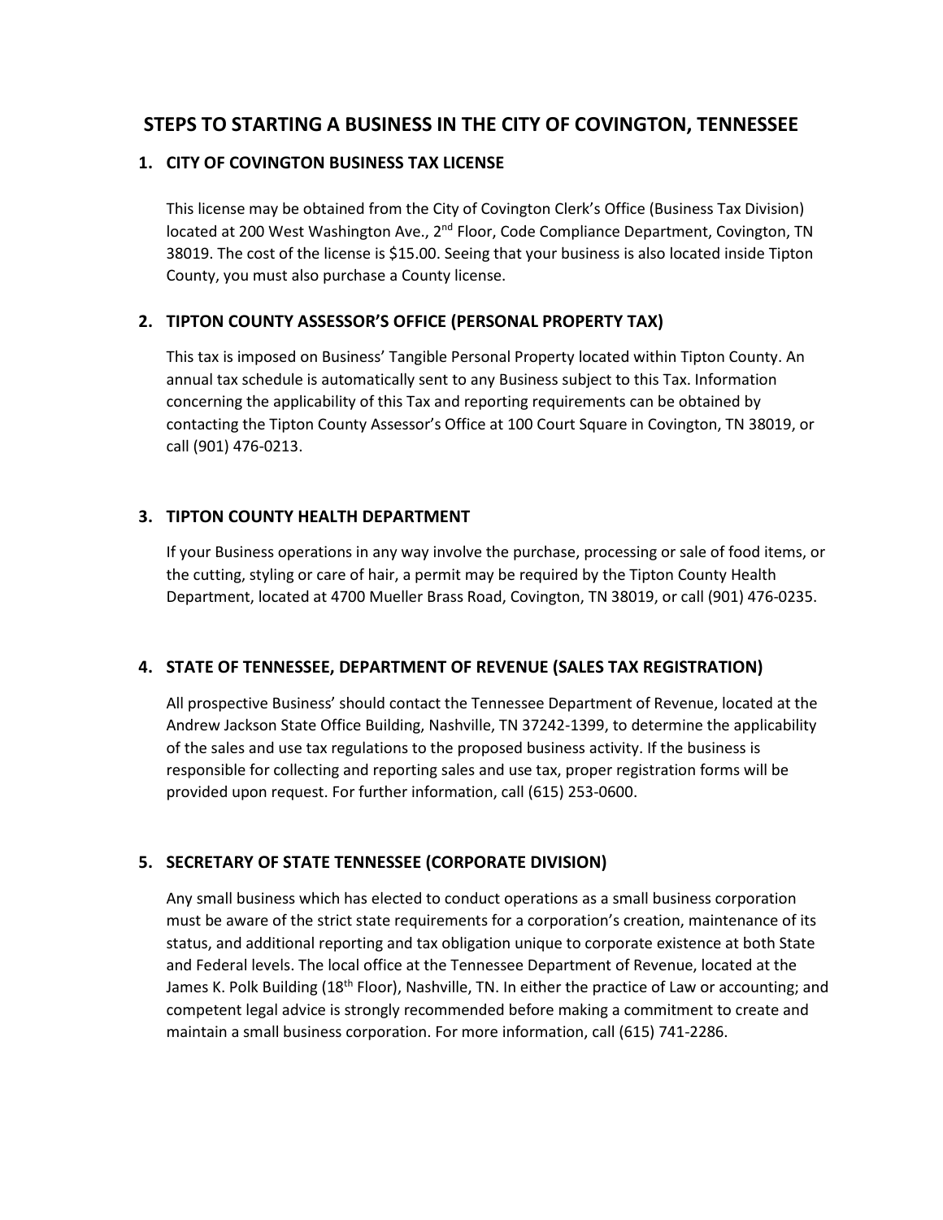# STEPS TO STARTING A BUSINESS IN THE CITY OF COVINGTON, TENNESSEE

## 1. CITY OF COVINGTON BUSINESS TAX LICENSE

This license may be obtained from the City of Covington Clerk's Office (Business Tax Division) located at 200 West Washington Ave., 2nd Floor, Code Compliance Department, Covington, TN 38019. The cost of the license is $15.00. Seeing that your business is also located inside Tipton County, you must also purchase a County license.

## 2. TIPTON COUNTY ASSESSOR'S OFFICE (PERSONAL PROPERTY TAX)

This tax is imposed on Business' Tangible Personal Property located within Tipton County. An annual tax schedule is automatically sent to any Business subject to this Tax. Information concerning the applicability of this Tax and reporting requirements can be obtained by contacting the Tipton County Assessor's Office at 100 Court Square in Covington, TN 38019, or call (901) 476-0213.

## 3. TIPTON COUNTY HEALTH DEPARTMENT

If your Business operations in any way involve the purchase, processing or sale of food items, or the cutting, styling or care of hair, a permit may be required by the Tipton County Health Department, located at 4700 Mueller Brass Road, Covington, TN 38019, or call (901) 476-0235.

## 4. STATE OF TENNESSEE, DEPARTMENT OF REVENUE (SALES TAX REGISTRATION)

All prospective Business' should contact the Tennessee Department of Revenue, located at the Andrew Jackson State Office Building, Nashville, TN 37242-1399, to determine the applicability of the sales and use tax regulations to the proposed business activity. If the business is responsible for collecting and reporting sales and use tax, proper registration forms will be provided upon request. For further information, call (615) 253-0600.

## 5. SECRETARY OF STATE TENNESSEE (CORPORATE DIVISION)

Any small business which has elected to conduct operations as a small business corporation must be aware of the strict state requirements for a corporation's creation, maintenance of its status, and additional reporting and tax obligation unique to corporate existence at both State and Federal levels. The local office at the Tennessee Department of Revenue, located at the James K. Polk Building (18th Floor), Nashville, TN. In either the practice of Law or accounting; and competent legal advice is strongly recommended before making a commitment to create and maintain a small business corporation. For more information, call (615) 741-2286.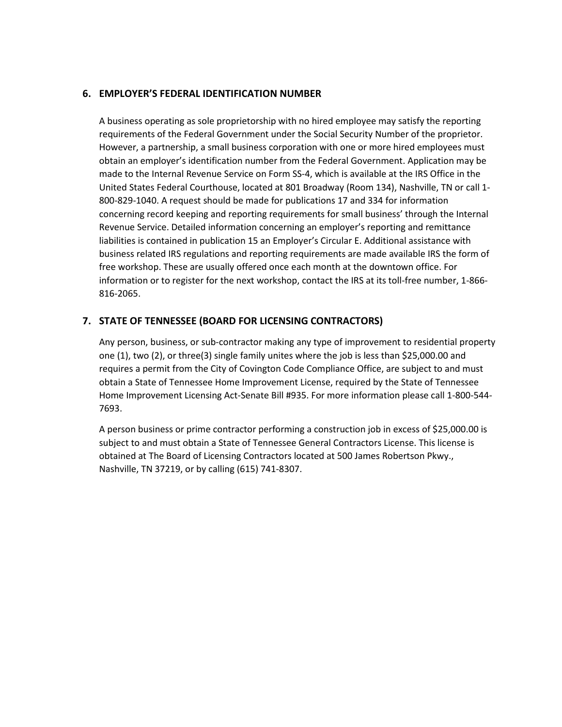## 6. EMPLOYER'S FEDERAL IDENTIFICATION NUMBER

A business operating as sole proprietorship with no hired employee may satisfy the reporting requirements of the Federal Government under the Social Security Number of the proprietor. However, a partnership, a small business corporation with one or more hired employees must obtain an employer's identification number from the Federal Government. Application may be made to the Internal Revenue Service on Form SS-4, which is available at the IRS Office in the United States Federal Courthouse, located at 801 Broadway (Room 134), Nashville, TN or call 1-800-829-1040. A request should be made for publications 17 and 334 for information concerning record keeping and reporting requirements for small business' through the Internal Revenue Service. Detailed information concerning an employer's reporting and remittance liabilities is contained in publication 15 an Employer's Circular E. Additional assistance with business related IRS regulations and reporting requirements are made available IRS the form of free workshop. These are usually offered once each month at the downtown office. For information or to register for the next workshop, contact the IRS at its toll-free number, 1-866-816-2065.

## 7. STATE OF TENNESSEE (BOARD FOR LICENSING CONTRACTORS)

Any person, business, or sub-contractor making any type of improvement to residential property one (1), two (2), or three(3) single family unites where the job is less than $25,000.00 and requires a permit from the City of Covington Code Compliance Office, are subject to and must obtain a State of Tennessee Home Improvement License, required by the State of Tennessee Home Improvement Licensing Act-Senate Bill #935. For more information please call 1-800-544-7693.

A person business or prime contractor performing a construction job in excess of $25,000.00 is subject to and must obtain a State of Tennessee General Contractors License. This license is obtained at The Board of Licensing Contractors located at 500 James Robertson Pkwy., Nashville, TN 37219, or by calling (615) 741-8307.